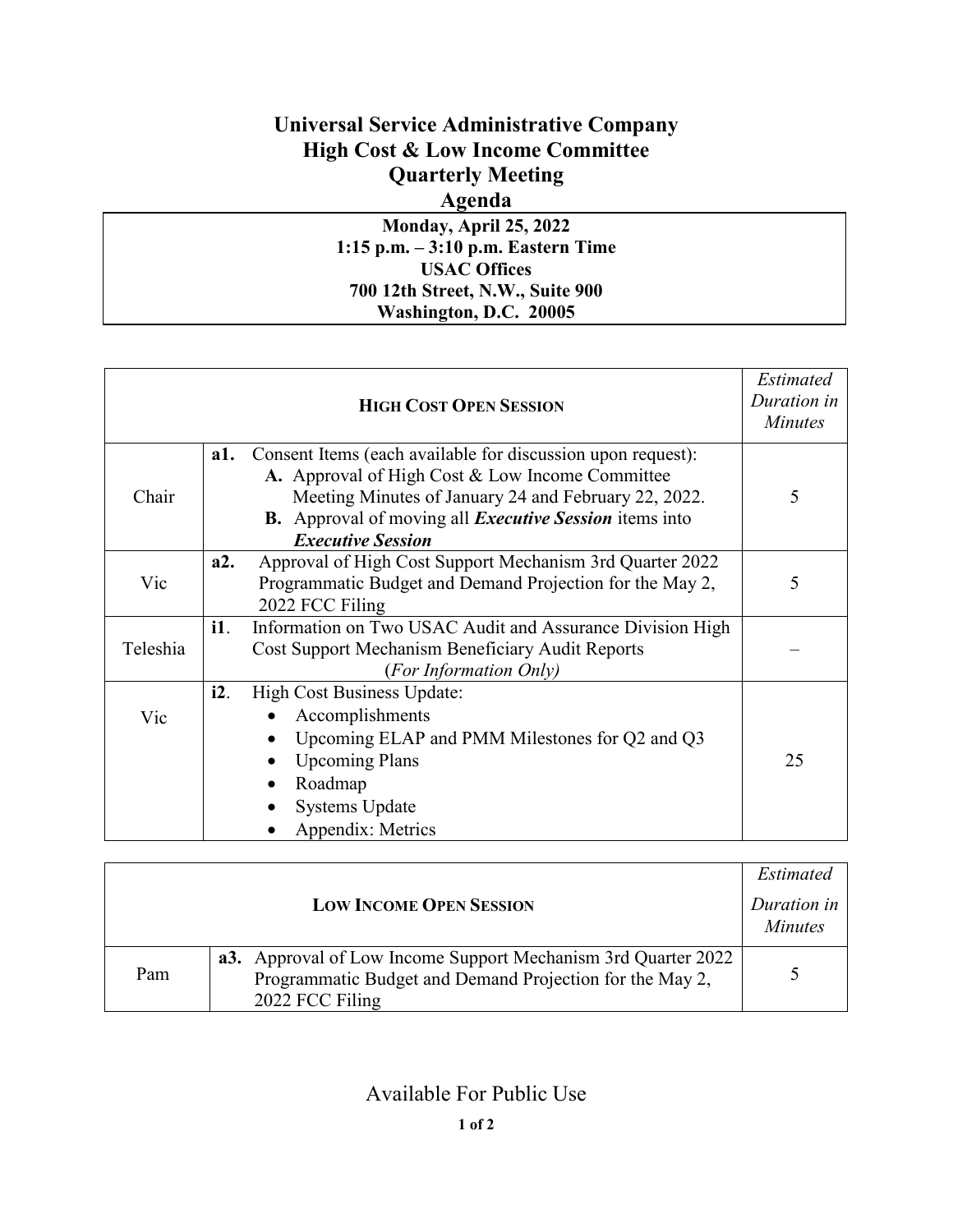# Universal Service Administrative Company
# High Cost & Low Income Committee
# Quarterly Meeting
# Agenda

**Monday, April 25, 2022**
**1:15 p.m. – 3:10 p.m. Eastern Time**
**USAC Offices**
**700 12th Street, N.W., Suite 900**
**Washington, D.C. 20005**

| **HIGH COST OPEN SESSION** | | *Estimated Duration in Minutes* |
|---|---|---|
| Chair | **a1.** Consent Items (each available for discussion upon request): **A.** Approval of High Cost & Low Income Committee Meeting Minutes of January 24 and February 22, 2022. **B.** Approval of moving all ***Executive Session*** items into ***Executive Session*** | 5 |
| Vic | **a2.** Approval of High Cost Support Mechanism 3rd Quarter 2022 Programmatic Budget and Demand Projection for the May 2, 2022 FCC Filing | 5 |
| Teleshia | **i1**. Information on Two USAC Audit and Assurance Division High Cost Support Mechanism Beneficiary Audit Reports (*For Information Only)* | – |
| Vic | **i2**. High Cost Business Update: • Accomplishments • Upcoming ELAP and PMM Milestones for Q2 and Q3 • Upcoming Plans • Roadmap • Systems Update • Appendix: Metrics | 25 |

| **LOW INCOME OPEN SESSION** | | *Estimated Duration in Minutes* |
|---|---|---|
| Pam | **a3.** Approval of Low Income Support Mechanism 3rd Quarter 2022 Programmatic Budget and Demand Projection for the May 2, 2022 FCC Filing | 5 |

Available For Public Use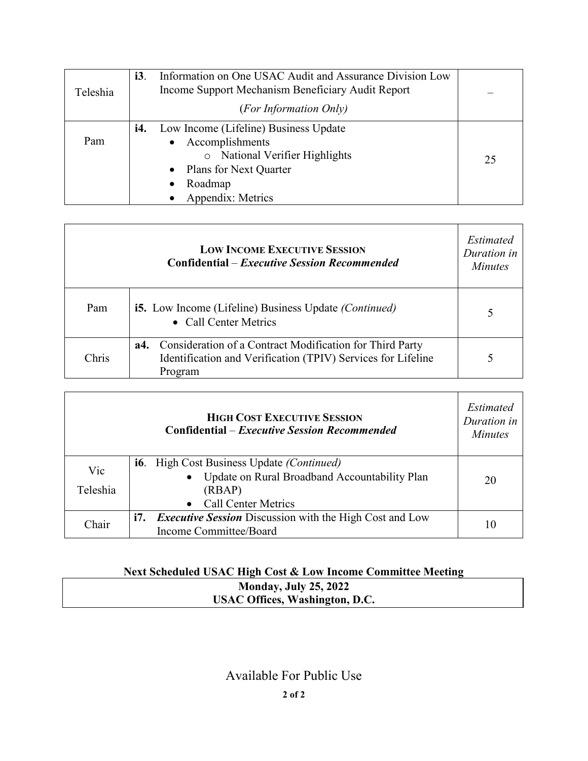| | | |
|---|---|---|
| Teleshia | **i3**. Information on One USAC Audit and Assurance Division Low Income Support Mechanism Beneficiary Audit Report<br>(*For Information Only)* | – |
| Pam | **i4.** Low Income (Lifeline) Business Update<br>• Accomplishments<br>  ○ National Verifier Highlights<br>• Plans for Next Quarter<br>• Roadmap<br>• Appendix: Metrics | 25 |

| **LOW INCOME EXECUTIVE SESSION**<br>**Confidential** – ***Executive Session Recommended*** | | *Estimated Duration in Minutes* |
|---|---|---|
| Pam | **i5.** Low Income (Lifeline) Business Update *(Continued)*<br>• Call Center Metrics | 5 |
| Chris | **a4.** Consideration of a Contract Modification for Third Party Identification and Verification (TPIV) Services for Lifeline Program | 5 |

| **HIGH COST EXECUTIVE SESSION**<br>**Confidential** – ***Executive Session Recommended*** | | *Estimated Duration in Minutes* |
|---|---|---|
| Vic<br>Teleshia | **i6**. High Cost Business Update *(Continued)*<br>• Update on Rural Broadband Accountability Plan (RBAP)<br>• Call Center Metrics | 20 |
| Chair | **i7.** ***Executive Session*** Discussion with the High Cost and Low Income Committee/Board | 10 |

**Next Scheduled USAC High Cost & Low Income Committee Meeting**

| |
|---|
| **Monday, July 25, 2022**<br>**USAC Offices, Washington, D.C.** |

Available For Public Use